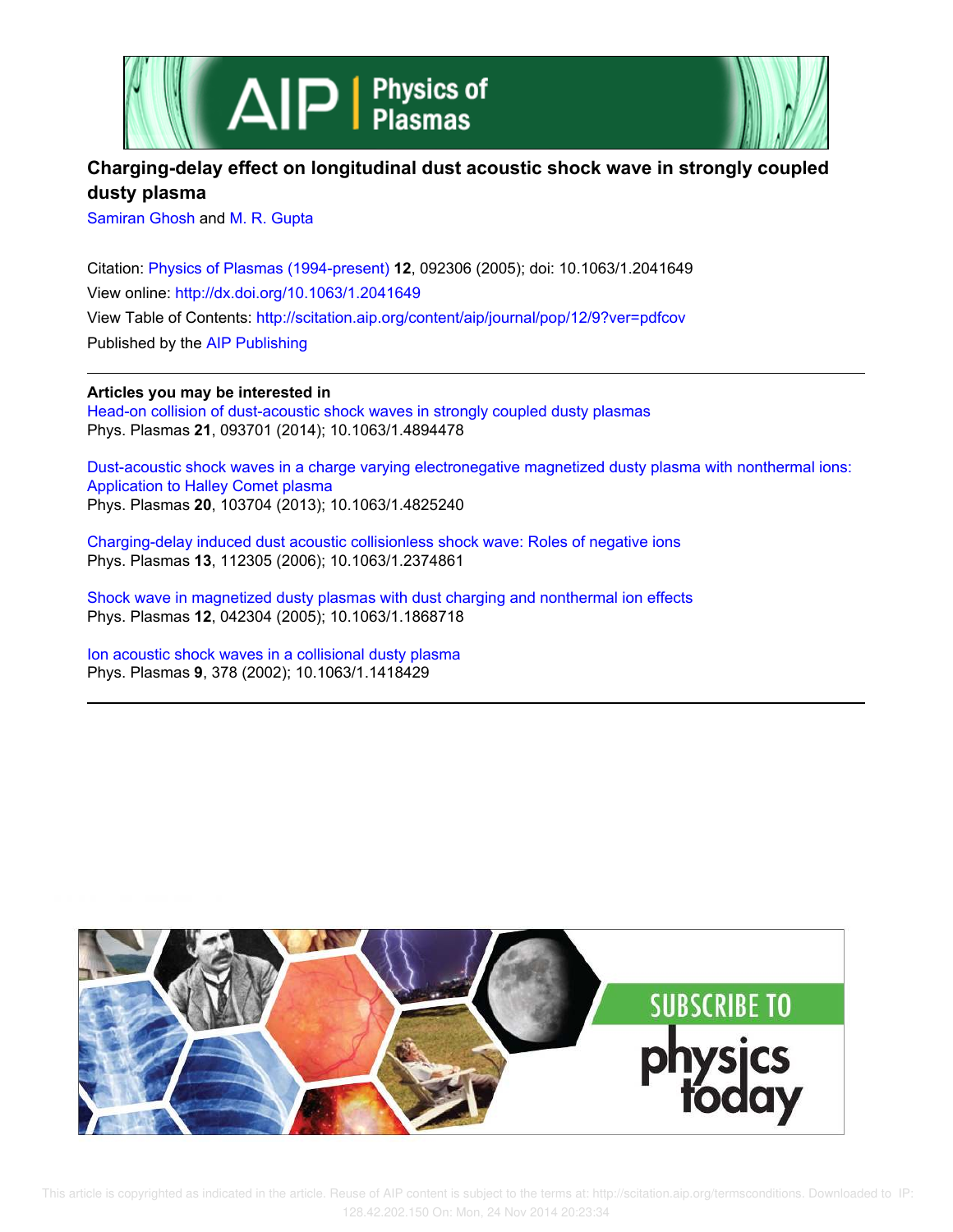# Charging-delay effect on longitudinal dust acoustic shock wave in strongly coupled dusty plasma

Samiran Ghosh and M. R. Gupta

Citation: Physics of Plasmas (1994-present) **12**, 092306 (2005); doi: 10.1063/1.2041649

View online: http://dx.doi.org/10.1063/1.2041649

View Table of Contents: http://scitation.aip.org/content/aip/journal/pop/12/9?ver=pdfcov

Published by the AIP Publishing

---

**Articles you may be interested in**

Head-on collision of dust-acoustic shock waves in strongly coupled dusty plasmas
Phys. Plasmas **21**, 093701 (2014); 10.1063/1.4894478

Dust-acoustic shock waves in a charge varying electronegative magnetized dusty plasma with nonthermal ions: Application to Halley Comet plasma
Phys. Plasmas **20**, 103704 (2013); 10.1063/1.4825240

Charging-delay induced dust acoustic collisionless shock wave: Roles of negative ions
Phys. Plasmas **13**, 112305 (2006); 10.1063/1.2374861

Shock wave in magnetized dusty plasmas with dust charging and nonthermal ion effects
Phys. Plasmas **12**, 042304 (2005); 10.1063/1.1868718

Ion acoustic shock waves in a collisional dusty plasma
Phys. Plasmas **9**, 378 (2002); 10.1063/1.1418429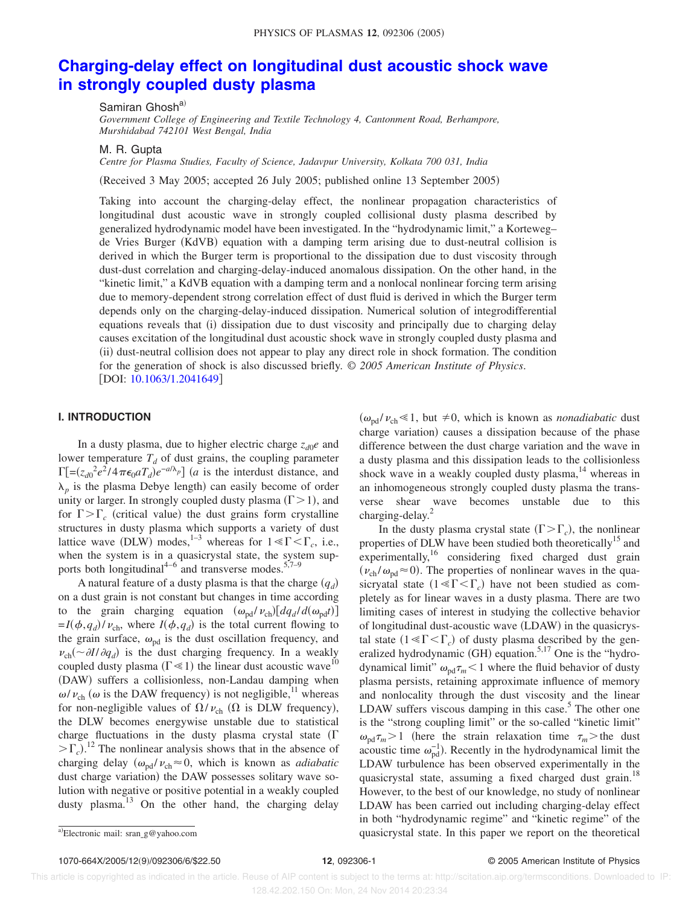# Charging-delay effect on longitudinal dust acoustic shock wave in strongly coupled dusty plasma

Samiran Ghosh[a)]

*Government College of Engineering and Textile Technology 4, Cantonment Road, Berhampore, Murshidabad 742101 West Bengal, India*

M. R. Gupta

*Centre for Plasma Studies, Faculty of Science, Jadavpur University, Kolkata 700 031, India*

(Received 3 May 2005; accepted 26 July 2005; published online 13 September 2005)

Taking into account the charging-delay effect, the nonlinear propagation characteristics of longitudinal dust acoustic wave in strongly coupled collisional dusty plasma described by generalized hydrodynamic model have been investigated. In the "hydrodynamic limit," a Korteweg–de Vries Burger (KdVB) equation with a damping term arising due to dust-neutral collision is derived in which the Burger term is proportional to the dissipation due to dust viscosity through dust-dust correlation and charging-delay-induced anomalous dissipation. On the other hand, in the "kinetic limit," a KdVB equation with a damping term and a nonlocal nonlinear forcing term arising due to memory-dependent strong correlation effect of dust fluid is derived in which the Burger term depends only on the charging-delay-induced dissipation. Numerical solution of integrodifferential equations reveals that (i) dissipation due to dust viscosity and principally due to charging delay causes excitation of the longitudinal dust acoustic shock wave in strongly coupled dusty plasma and (ii) dust-neutral collision does not appear to play any direct role in shock formation. The condition for the generation of shock is also discussed briefly. © *2005 American Institute of Physics*. [DOI: 10.1063/1.2041649]

## I. INTRODUCTION

In a dusty plasma, due to higher electric charge $z_{d0}e$ and lower temperature $T_d$ of dust grains, the coupling parameter $\Gamma[=(z_{d0}{}^2e^2/4\pi\epsilon_0 aT_d)e^{-a/\lambda_p}]$ ($a$ is the interdust distance, and $\lambda_p$ is the plasma Debye length) can easily become of order unity or larger. In strongly coupled dusty plasma ($\Gamma>1$), and for $\Gamma>\Gamma_c$ (critical value) the dust grains form crystalline structures in dusty plasma which supports a variety of dust lattice wave (DLW) modes,[1–3] whereas for $1\ll\Gamma<\Gamma_c$, i.e., when the system is in a quasicrystal state, the system supports both longitudinal[4–6] and transverse modes.[5,7–9]

A natural feature of a dusty plasma is that the charge ($q_d$) on a dust grain is not constant but changes in time according to the grain charging equation $(\omega_{pd}/\nu_{ch})[dq_d/d(\omega_{pd}t)]=I(\phi,q_d)/\nu_{ch}$, where $I(\phi,q_d)$ is the total current flowing to the grain surface, $\omega_{pd}$ is the dust oscillation frequency, and $\nu_{ch}(\sim\partial I/\partial q_d)$ is the dust charging frequency. In a weakly coupled dusty plasma ($\Gamma\ll1$) the linear dust acoustic wave[10] (DAW) suffers a collisionless, non-Landau damping when $\omega/\nu_{ch}$ ($\omega$ is the DAW frequency) is not negligible,[11] whereas for non-negligible values of $\Omega/\nu_{ch}$ ($\Omega$ is DLW frequency), the DLW becomes energywise unstable due to statistical charge fluctuations in the dusty plasma crystal state ($\Gamma>\Gamma_c$).[12] The nonlinear analysis shows that in the absence of charging delay ($\omega_{pd}/\nu_{ch}\approx0$, which is known as *adiabatic* dust charge variation) the DAW possesses solitary wave solution with negative or positive potential in a weakly coupled dusty plasma.[13] On the other hand, the charging delay ($\omega_{pd}/\nu_{ch}\ll1$, but $\neq0$, which is known as *nonadiabatic* dust charge variation) causes a dissipation because of the phase difference between the dust charge variation and the wave in a dusty plasma and this dissipation leads to the collisionless shock wave in a weakly coupled dusty plasma,[14] whereas in an inhomogeneous strongly coupled dusty plasma the transverse shear wave becomes unstable due to this charging-delay.[2]

In the dusty plasma crystal state ($\Gamma>\Gamma_c$), the nonlinear properties of DLW have been studied both theoretically[15] and experimentally,[16] considering fixed charged dust grain ($\nu_{ch}/\omega_{pd}\approx0$). The properties of nonlinear waves in the quasicryatal state ($1\ll\Gamma<\Gamma_c$) have not been studied as completely as for linear waves in a dusty plasma. There are two limiting cases of interest in studying the collective behavior of longitudinal dust-acoustic wave (LDAW) in the quasicrystal state ($1\ll\Gamma<\Gamma_c$) of dusty plasma described by the generalized hydrodynamic (GH) equation.[5,17] One is the "hydrodynamical limit" $\omega_{pd}\tau_m<1$ where the fluid behavior of dusty plasma persists, retaining approximate influence of memory and nonlocality through the dust viscosity and the linear LDAW suffers viscous damping in this case.[5] The other one is the "strong coupling limit" or the so-called "kinetic limit" $\omega_{pd}\tau_m>1$ (here the strain relaxation time $\tau_m>$the dust acoustic time $\omega_{pd}^{-1}$). Recently in the hydrodynamical limit the LDAW turbulence has been observed experimentally in the quasicrystal state, assuming a fixed charged dust grain.[18] However, to the best of our knowledge, no study of nonlinear LDAW has been carried out including charging-delay effect in both "hydrodynamic regime" and "kinetic regime" of the quasicrystal state. In this paper we report on the theoretical

[a)]Electronic mail: sran_g@yahoo.com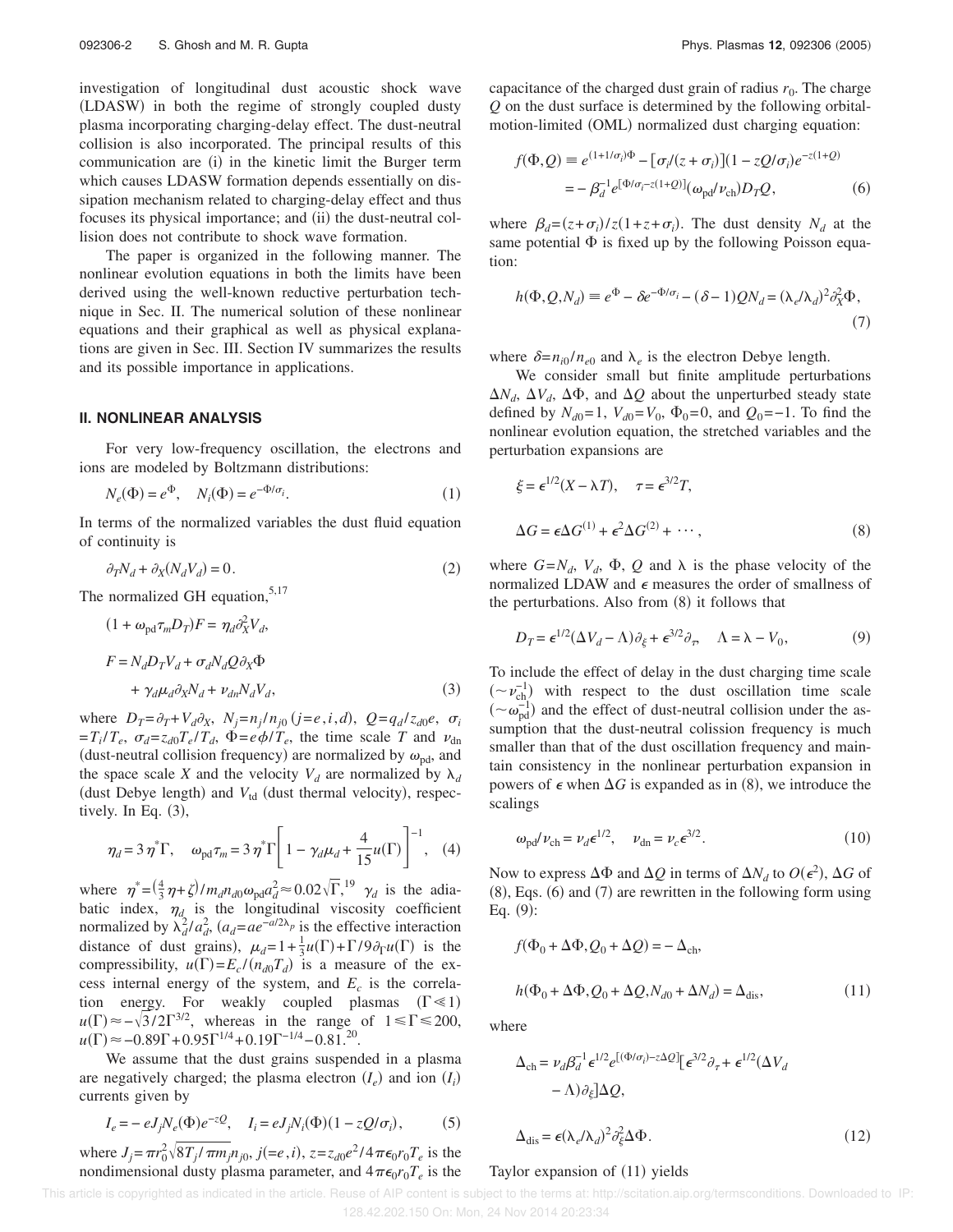investigation of longitudinal dust acoustic shock wave (LDASW) in both the regime of strongly coupled dusty plasma incorporating charging-delay effect. The dust-neutral collision is also incorporated. The principal results of this communication are (i) in the kinetic limit the Burger term which causes LDASW formation depends essentially on dissipation mechanism related to charging-delay effect and thus focuses its physical importance; and (ii) the dust-neutral collision does not contribute to shock wave formation.

The paper is organized in the following manner. The nonlinear evolution equations in both the limits have been derived using the well-known reductive perturbation technique in Sec. II. The numerical solution of these nonlinear equations and their graphical as well as physical explanations are given in Sec. III. Section IV summarizes the results and its possible importance in applications.

## II. NONLINEAR ANALYSIS

For very low-frequency oscillation, the electrons and ions are modeled by Boltzmann distributions:

$$N_e(\Phi) = e^{\Phi}, \quad N_i(\Phi) = e^{-\Phi/\sigma_i}. \tag{1}$$

In terms of the normalized variables the dust fluid equation of continuity is

$$\partial_T N_d + \partial_X (N_d V_d) = 0. \tag{2}$$

The normalized GH equation,[5,17]

$$(1 + \omega_{pd}\tau_m D_T)F = \eta_d \partial_X^2 V_d,$$

$$F = N_d D_T V_d + \sigma_d N_d Q \partial_X \Phi + \gamma_d \mu_d \partial_X N_d + \nu_{dn} N_d V_d, \tag{3}$$

where $D_T = \partial_T + V_d \partial_X$, $N_j = n_j/n_{j0}$ $(j=e,i,d)$, $Q = q_d/z_{d0}e$, $\sigma_i = T_i/T_e$, $\sigma_d = z_{d0}T_e/T_d$, $\Phi = e\phi/T_e$, the time scale $T$ and $\nu_{dn}$ (dust-neutral collision frequency) are normalized by $\omega_{pd}$, and the space scale $X$ and the velocity $V_d$ are normalized by $\lambda_d$ (dust Debye length) and $V_{td}$ (dust thermal velocity), respectively. In Eq. (3),

$$\eta_d = 3\eta^* \Gamma, \quad \omega_{pd}\tau_m = 3\eta^*\Gamma\left[1 - \gamma_d\mu_d + \frac{4}{15}u(\Gamma)\right]^{-1}, \tag{4}$$

where $\eta^* = \left(\frac{4}{3}\eta + \zeta\right)/m_d n_{d0}\omega_{pd} a_d^2 \approx 0.02\sqrt{\Gamma}$,[19] $\gamma_d$ is the adiabatic index, $\eta_d$ is the longitudinal viscosity coefficient normalized by $\lambda_d^2/a_d^2$, $(a_d = ae^{-a/2\lambda_p}$ is the effective interaction distance of dust grains), $\mu_d = 1 + \frac{1}{3}u(\Gamma) + \Gamma/9\partial_\Gamma u(\Gamma)$ is the compressibility, $u(\Gamma) = E_c/(n_{d0}T_d)$ is a measure of the excess internal energy of the system, and $E_c$ is the correlation energy. For weakly coupled plasmas $(\Gamma \ll 1)$ $u(\Gamma) \approx -\sqrt{3}/2\Gamma^{3/2}$, whereas in the range of $1 \leqslant \Gamma \leqslant 200$, $u(\Gamma) \approx -0.89\Gamma + 0.95\Gamma^{1/4} + 0.19\Gamma^{-1/4} - 0.81$.[20]

We assume that the dust grains suspended in a plasma are negatively charged; the plasma electron $(I_e)$ and ion $(I_i)$ currents given by

$$I_e = -eJ_j N_e(\Phi)e^{-zQ}, \quad I_i = eJ_j N_i(\Phi)(1 - zQ/\sigma_i), \tag{5}$$

where $J_j = \pi r_0^2 \sqrt{8T_j/\pi m_j} n_{j0}$, $j(=e,i)$, $z = z_{d0}e^2/4\pi\epsilon_0 r_0 T_e$ is the nondimensional dusty plasma parameter, and $4\pi\epsilon_0 r_0 T_e$ is the capacitance of the charged dust grain of radius $r_0$. The charge $Q$ on the dust surface is determined by the following orbital-motion-limited (OML) normalized dust charging equation:

$$f(\Phi,Q) \equiv e^{(1+1/\sigma_i)\Phi} - [\sigma_i/(z+\sigma_i)](1 - zQ/\sigma_i)e^{-z(1+Q)}$$
$$= -\beta_d^{-1} e^{[\Phi/\sigma_i - z(1+Q)]}(\omega_{pd}/\nu_{ch})D_T Q, \tag{6}$$

where $\beta_d = (z+\sigma_i)/z(1+z+\sigma_i)$. The dust density $N_d$ at the same potential $\Phi$ is fixed up by the following Poisson equation:

$$h(\Phi,Q,N_d) \equiv e^{\Phi} - \delta e^{-\Phi/\sigma_i} - (\delta - 1)QN_d = (\lambda_e/\lambda_d)^2 \partial_X^2 \Phi, \tag{7}$$

where $\delta = n_{i0}/n_{e0}$ and $\lambda_e$ is the electron Debye length.

We consider small but finite amplitude perturbations $\Delta N_d$, $\Delta V_d$, $\Delta\Phi$, and $\Delta Q$ about the unperturbed steady state defined by $N_{d0} = 1$, $V_{d0} = V_0$, $\Phi_0 = 0$, and $Q_0 = -1$. To find the nonlinear evolution equation, the stretched variables and the perturbation expansions are

$$\xi = \epsilon^{1/2}(X - \lambda T), \quad \tau = \epsilon^{3/2}T,$$

$$\Delta G = \epsilon\Delta G^{(1)} + \epsilon^2 \Delta G^{(2)} + \cdots, \tag{8}$$

where $G = N_d$, $V_d$, $\Phi$, $Q$ and $\lambda$ is the phase velocity of the normalized LDAW and $\epsilon$ measures the order of smallness of the perturbations. Also from (8) it follows that

$$D_T = \epsilon^{1/2}(\Delta V_d - \Lambda)\partial_\xi + \epsilon^{3/2}\partial_\tau, \quad \Lambda = \lambda - V_0, \tag{9}$$

To include the effect of delay in the dust charging time scale $(\sim \nu_{ch}^{-1})$ with respect to the dust oscillation time scale $(\sim \omega_{pd}^{-1})$ and the effect of dust-neutral collision under the assumption that the dust-neutral colission frequency is much smaller than that of the dust oscillation frequency and maintain consistency in the nonlinear perturbation expansion in powers of $\epsilon$ when $\Delta G$ is expanded as in (8), we introduce the scalings

$$\omega_{pd}/\nu_{ch} = \nu_d \epsilon^{1/2}, \quad \nu_{dn} = \nu_c \epsilon^{3/2}. \tag{10}$$

Now to express $\Delta\Phi$ and $\Delta Q$ in terms of $\Delta N_d$ to $O(\epsilon^2)$, $\Delta G$ of (8), Eqs. (6) and (7) are rewritten in the following form using Eq. (9):

$$f(\Phi_0 + \Delta\Phi, Q_0 + \Delta Q) = -\Delta_{ch},$$

$$h(\Phi_0 + \Delta\Phi, Q_0 + \Delta Q, N_{d0} + \Delta N_d) = \Delta_{dis}, \tag{11}$$

where

$$\Delta_{ch} = \nu_d \beta_d^{-1} \epsilon^{1/2} e^{[(\Phi/\sigma_i) - z\Delta Q]}[\epsilon^{3/2}\partial_\tau + \epsilon^{1/2}(\Delta V_d - \Lambda)\partial_\xi]\Delta Q,$$

$$\Delta_{dis} = \epsilon(\lambda_e/\lambda_d)^2 \partial_\xi^2 \Delta\Phi. \tag{12}$$

Taylor expansion of (11) yields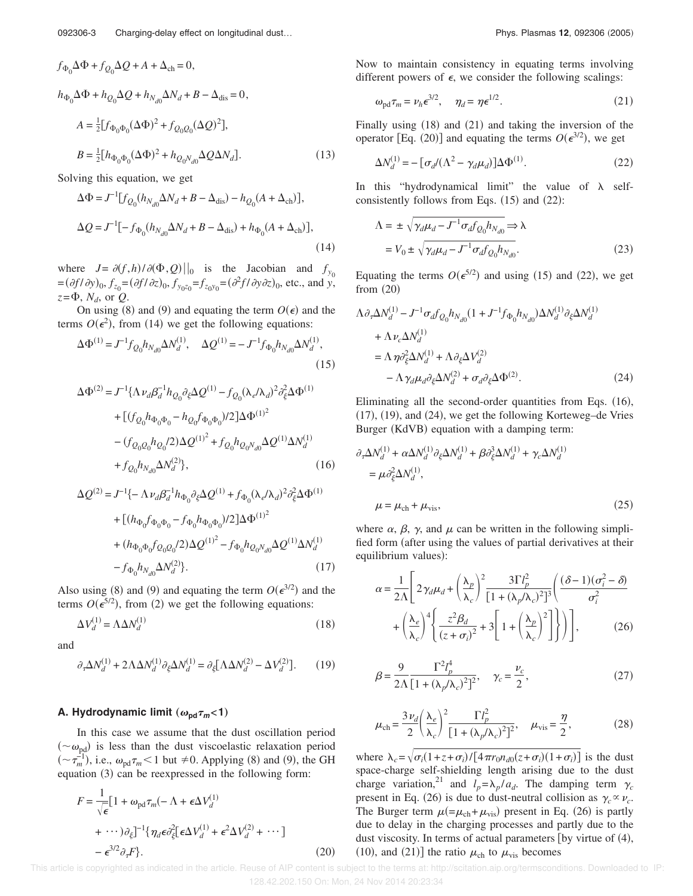$$f_{\Phi_0}\Delta\Phi + f_{Q_0}\Delta Q + A + \Delta_{\rm ch} = 0,$$

$$h_{\Phi_0}\Delta\Phi + h_{Q_0}\Delta Q + h_{N_{d0}}\Delta N_d + B - \Delta_{\rm dis} = 0,$$

$$A = \tfrac{1}{2}[f_{\Phi_0\Phi_0}(\Delta\Phi)^2 + f_{Q_0Q_0}(\Delta Q)^2],$$

$$B = \tfrac{1}{2}[h_{\Phi_0\Phi_0}(\Delta\Phi)^2 + h_{Q_0N_{d0}}\Delta Q\Delta N_d]. \tag{13}$$

Solving this equation, we get

$$\Delta\Phi = J^{-1}[f_{Q_0}(h_{N_{d0}}\Delta N_d + B - \Delta_{\rm dis}) - h_{Q_0}(A + \Delta_{\rm ch})],$$

$$\Delta Q = J^{-1}[-f_{\Phi_0}(h_{N_{d0}}\Delta N_d + B - \Delta_{\rm dis}) + h_{\Phi_0}(A + \Delta_{\rm ch})], \tag{14}$$

where $J = \partial(f,h)/\partial(\Phi,Q)||_0$ is the Jacobian and $f_{y_0} = (\partial f/\partial y)_0$, $f_{z_0} = (\partial f/\partial z)_0$, $f_{y_0z_0} = f_{z_0y_0} = (\partial^2 f/\partial y\partial z)_0$, etc., and $y$, $z = \Phi$, $N_d$, or $Q$.

On using (8) and (9) and equating the term $O(\epsilon)$ and the terms $O(\epsilon^2)$, from (14) we get the following equations:

$$\Delta\Phi^{(1)} = J^{-1}f_{Q_0}h_{N_{d0}}\Delta N_d^{(1)}, \quad \Delta Q^{(1)} = -J^{-1}f_{\Phi_0}h_{N_{d0}}\Delta N_d^{(1)}, \tag{15}$$

$$\begin{aligned}\Delta\Phi^{(2)} = J^{-1}\{&\Lambda\nu_d\beta_d^{-1}h_{Q_0}\partial_\xi\Delta Q^{(1)} - f_{Q_0}(\lambda_e/\lambda_d)^2\partial_\xi^2\Delta\Phi^{(1)} \\ &+ [(f_{Q_0}h_{\Phi_0\Phi_0} - h_{Q_0}f_{\Phi_0\Phi_0})/2]\Delta\Phi^{(1)^2} \\ &- (f_{Q_0Q_0}h_{Q_0}/2)\Delta Q^{(1)^2} + f_{Q_0}h_{Q_0N_{d0}}\Delta Q^{(1)}\Delta N_d^{(1)} \\ &+ f_{Q_0}h_{N_{d0}}\Delta N_d^{(2)}\},\end{aligned} \tag{16}$$

$$\begin{aligned}\Delta Q^{(2)} = J^{-1}\{&-\Lambda\nu_d\beta_d^{-1}h_{\Phi_0}\partial_\xi\Delta Q^{(1)} + f_{\Phi_0}(\lambda_e/\lambda_d)^2\partial_\xi^2\Delta\Phi^{(1)} \\ &+ [(h_{\Phi_0}f_{\Phi_0\Phi_0} - f_{\Phi_0}h_{\Phi_0\Phi_0})/2]\Delta\Phi^{(1)^2} \\ &+ (h_{\Phi_0\Phi_0}f_{Q_0Q_0}/2)\Delta Q^{(1)^2} - f_{\Phi_0}h_{Q_0N_{d0}}\Delta Q^{(1)}\Delta N_d^{(1)} \\ &- f_{\Phi_0}h_{N_{d0}}\Delta N_d^{(2)}\}.\end{aligned} \tag{17}$$

Also using (8) and (9) and equating the term $O(\epsilon^{3/2})$ and the terms $O(\epsilon^{5/2})$, from (2) we get the following equations:

$$\Delta V_d^{(1)} = \Lambda\Delta N_d^{(1)} \tag{18}$$

and

$$\partial_\tau\Delta N_d^{(1)} + 2\Lambda\Delta N_d^{(1)}\partial_\xi\Delta N_d^{(1)} = \partial_\xi[\Lambda\Delta N_d^{(2)} - \Delta V_d^{(2)}]. \tag{19}$$

### A. Hydrodynamic limit ($\omega_{\rm pd}\tau_m < 1$)

In this case we assume that the dust oscillation period ($\sim\omega_{\rm pd}$) is less than the dust viscoelastic relaxation period ($\sim\tau_m^{-1}$), i.e., $\omega_{\rm pd}\tau_m < 1$ but $\neq 0$. Applying (8) and (9), the GH equation (3) can be reexpressed in the following form:

$$\begin{aligned}F = \frac{1}{\sqrt{\epsilon}}[&1 + \omega_{\rm pd}\tau_m(-\Lambda + \epsilon\Delta V_d^{(1)} \\ &+ \cdots)\partial_\xi]^{-1}\{\eta_d\epsilon\partial_\xi^2[\epsilon\Delta V_d^{(1)} + \epsilon^2\Delta V_d^{(2)} + \cdots] \\ &- \epsilon^{3/2}\partial_\tau F\}.\end{aligned} \tag{20}$$

Now to maintain consistency in equating terms involving different powers of $\epsilon$, we consider the following scalings:

$$\omega_{\rm pd}\tau_m = \nu_h\epsilon^{3/2}, \quad \eta_d = \eta\epsilon^{1/2}. \tag{21}$$

Finally using (18) and (21) and taking the inversion of the operator [Eq. (20)] and equating the terms $O(\epsilon^{3/2})$, we get

$$\Delta N_d^{(1)} = -[\sigma_d/(\Lambda^2 - \gamma_d\mu_d)]\Delta\Phi^{(1)}. \tag{22}$$

In this "hydrodynamical limit" the value of $\lambda$ self-consistently follows from Eqs. (15) and (22):

$$\Lambda = \pm\sqrt{\gamma_d\mu_d - J^{-1}\sigma_d f_{Q_0}h_{N_{d0}}} \Rightarrow \lambda = V_0 \pm \sqrt{\gamma_d\mu_d - J^{-1}\sigma_d f_{Q_0}h_{N_{d0}}}. \tag{23}$$

Equating the terms $O(\epsilon^{5/2})$ and using (15) and (22), we get from (20)

$$\begin{aligned}&\Lambda\partial_\tau\Delta N_d^{(1)} - J^{-1}\sigma_d f_{Q_0}h_{N_{d0}}(1 + J^{-1}f_{\Phi_0}h_{N_{d0}})\Delta N_d^{(1)}\partial_\xi\Delta N_d^{(1)} \\ &+ \Lambda\nu_c\Delta N_d^{(1)} \\ &= \Lambda\eta\partial_\xi^2\Delta N_d^{(1)} + \Lambda\partial_\xi\Delta V_d^{(2)} \\ &- \Lambda\gamma_d\mu_d\partial_\xi\Delta N_d^{(2)} + \sigma_d\partial_\xi\Delta\Phi^{(2)}.\end{aligned} \tag{24}$$

Eliminating all the second-order quantities from Eqs. (16), (17), (19), and (24), we get the following Korteweg–de Vries Burger (KdVB) equation with a damping term:

$$\partial_\tau\Delta N_d^{(1)} + \alpha\Delta N_d^{(1)}\partial_\xi\Delta N_d^{(1)} + \beta\partial_\xi^3\Delta N_d^{(1)} + \gamma_c\Delta N_d^{(1)} = \mu\partial_\xi^2\Delta N_d^{(1)},$$

$$\mu = \mu_{\rm ch} + \mu_{\rm vis}, \tag{25}$$

where $\alpha$, $\beta$, $\gamma$, and $\mu$ can be written in the following simplified form (after using the values of partial derivatives at their equilibrium values):

$$\alpha = \frac{1}{2\Lambda}\left[2\gamma_d\mu_d + \left(\frac{\lambda_p}{\lambda_c}\right)^2\frac{3\Gamma l_p^2}{[1 + (\lambda_p/\lambda_c)^2]^3}\left(\frac{(\delta - 1)(\sigma_i^2 - \delta)}{\sigma_i^2} + \left(\frac{\lambda_e}{\lambda_c}\right)^4\left\{\frac{z^2\beta_d}{(z + \sigma_i)^2} + 3\left[1 + \left(\frac{\lambda_p}{\lambda_c}\right)^2\right]\right\}\right)\right], \tag{26}$$

$$\beta = \frac{9}{2\Lambda}\frac{\Gamma^2 l_p^4}{[1 + (\lambda_p/\lambda_c)^2]^2}, \quad \gamma_c = \frac{\nu_c}{2}, \tag{27}$$

$$\mu_{\rm ch} = \frac{3\nu_d}{2}\left(\frac{\lambda_e}{\lambda_c}\right)^2\frac{\Gamma l_p^2}{[1 + (\lambda_p/\lambda_c)^2]^2}, \quad \mu_{\rm vis} = \frac{\eta}{2}, \tag{28}$$

where $\lambda_c = \sqrt{\sigma_i(1 + z + \sigma_i)/[4\pi r_0 n_{d0}(z + \sigma_i)(1 + \sigma_i)]}$ is the dust space-charge self-shielding length arising due to the dust charge variation,[21] and $l_p = \lambda_p/a_d$. The damping term $\gamma_c$ present in Eq. (26) is due to dust-neutral collision as $\gamma_c \propto \nu_c$. The Burger term $\mu(=\mu_{\rm ch} + \mu_{\rm vis})$ present in Eq. (26) is partly due to delay in the charging processes and partly due to the dust viscosity. In terms of actual parameters [by virtue of (4), (10), and (21)] the ratio $\mu_{\rm ch}$ to $\mu_{\rm vis}$ becomes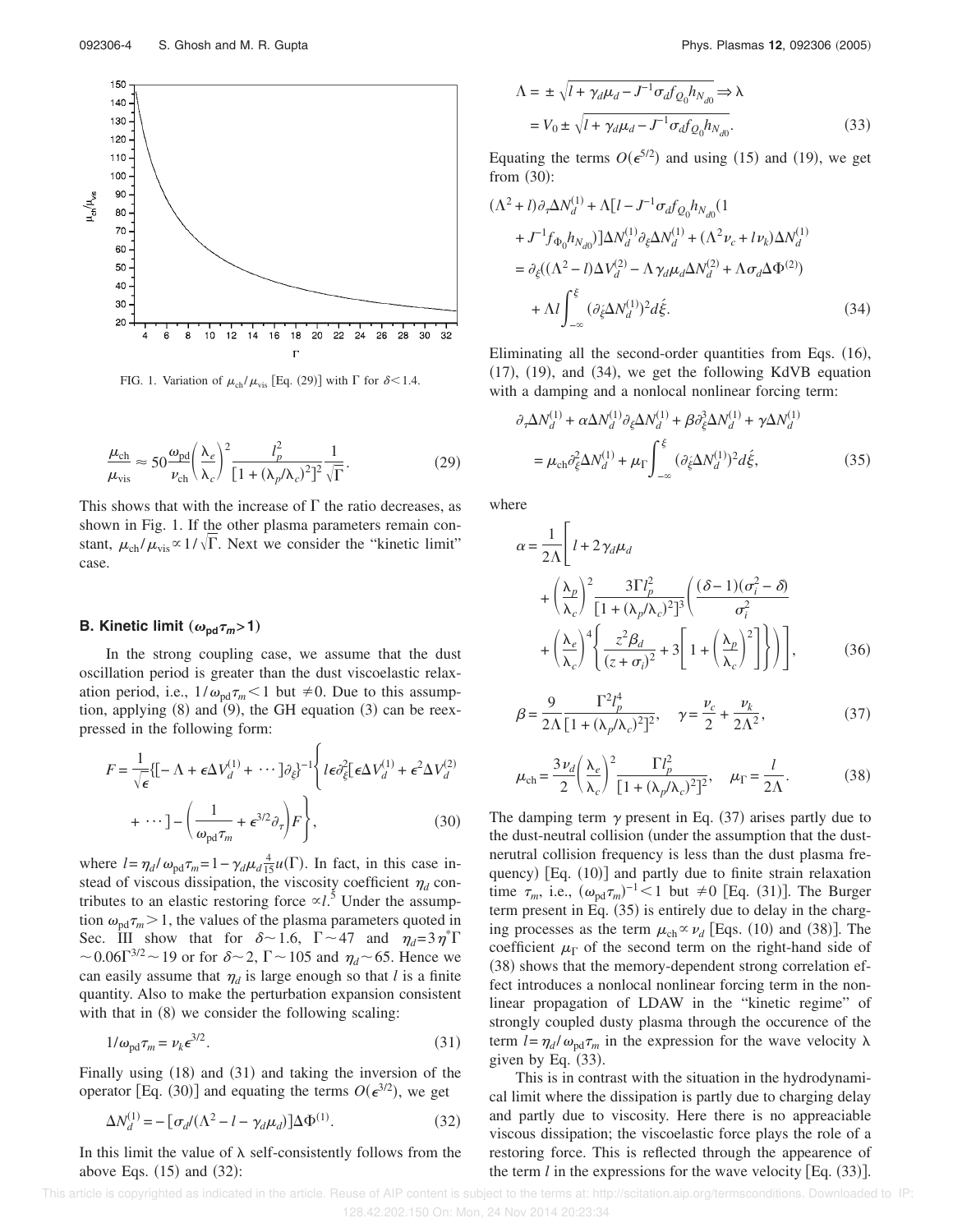FIG. 1. Variation of $\mu_{ch}/\mu_{vis}$ [Eq. (29)] with $\Gamma$ for $\delta < 1.4$.

$$\frac{\mu_{ch}}{\mu_{vis}} \approx 50 \frac{\omega_{pd}}{\nu_{ch}} \left(\frac{\lambda_e}{\lambda_c}\right)^2 \frac{l_p^2}{[1+(\lambda_p/\lambda_c)^2]^2} \frac{1}{\sqrt{\Gamma}}. \tag{29}$$

This shows that with the increase of $\Gamma$ the ratio decreases, as shown in Fig. 1. If the other plasma parameters remain constant, $\mu_{ch}/\mu_{vis} \propto 1/\sqrt{\Gamma}$. Next we consider the "kinetic limit" case.

### B. Kinetic limit ($\omega_{pd}\tau_m > 1$)

In the strong coupling case, we assume that the dust oscillation period is greater than the dust viscoelastic relaxation period, i.e., $1/\omega_{pd}\tau_m < 1$ but $\neq 0$. Due to this assumption, applying (8) and (9), the GH equation (3) can be reexpressed in the following form:

$$F = \frac{1}{\sqrt{\epsilon}}\{[-\Lambda + \epsilon \Delta V_d^{(1)} + \cdots]\partial_\xi\}^{-1}\left\{ l\epsilon\partial_\xi^2[\epsilon\Delta V_d^{(1)} + \epsilon^2 \Delta V_d^{(2)} + \cdots] - \left(\frac{1}{\omega_{pd}\tau_m} + \epsilon^{3/2}\partial_\tau\right)F\right\}, \tag{30}$$

where $l = \eta_d/\omega_{pd}\tau_m = 1 - \gamma_d\mu_d \frac{4}{15}u(\Gamma)$. In fact, in this case instead of viscous dissipation, the viscosity coefficient $\eta_d$ contributes to an elastic restoring force $\propto l$.[5] Under the assumption $\omega_{pd}\tau_m > 1$, the values of the plasma parameters quoted in Sec. III show that for $\delta \sim 1.6$, $\Gamma \sim 47$ and $\eta_d = 3\eta^*\Gamma \sim 0.06\Gamma^{3/2} \sim 19$ or for $\delta \sim 2$, $\Gamma \sim 105$ and $\eta_d \sim 65$. Hence we can easily assume that $\eta_d$ is large enough so that $l$ is a finite quantity. Also to make the perturbation expansion consistent with that in (8) we consider the following scaling:

$$1/\omega_{pd}\tau_m = \nu_k \epsilon^{3/2}. \tag{31}$$

Finally using (18) and (31) and taking the inversion of the operator [Eq. (30)] and equating the terms $O(\epsilon^{3/2})$, we get

$$\Delta N_d^{(1)} = -[\sigma_d/(\Lambda^2 - l - \gamma_d\mu_d)]\Delta\Phi^{(1)}. \tag{32}$$

In this limit the value of $\lambda$ self-consistently follows from the above Eqs. (15) and (32):

$$\Lambda = \pm\sqrt{l + \gamma_d\mu_d - J^{-1}\sigma_d f_{Q_0} h_{N_{d0}}} \Rightarrow \lambda = V_0 \pm \sqrt{l + \gamma_d\mu_d - J^{-1}\sigma_d f_{Q_0} h_{N_{d0}}}. \tag{33}$$

Equating the terms $O(\epsilon^{5/2})$ and using (15) and (19), we get from (30):

$$(\Lambda^2 + l)\partial_\tau \Delta N_d^{(1)} + \Lambda[l - J^{-1}\sigma_d f_{Q_0} h_{N_{d0}}(1 + J^{-1} f_{\Phi_0} h_{N_{d0}})]\Delta N_d^{(1)}\partial_\xi \Delta N_d^{(1)} + (\Lambda^2\nu_c + l\nu_k)\Delta N_d^{(1)} = \partial_\xi((\Lambda^2 - l)\Delta V_d^{(2)} - \Lambda\gamma_d\mu_d\Delta N_d^{(2)} + \Lambda\sigma_d\Delta\Phi^{(2)}) + \Lambda l\int_{-\infty}^{\xi}(\partial_{\acute{\xi}}\Delta N_d^{(1)})^2 d\acute{\xi}. \tag{34}$$

Eliminating all the second-order quantities from Eqs. (16), (17), (19), and (34), we get the following KdVB equation with a damping and a nonlocal nonlinear forcing term:

$$\partial_\tau \Delta N_d^{(1)} + \alpha \Delta N_d^{(1)}\partial_\xi \Delta N_d^{(1)} + \beta\partial_\xi^3 \Delta N_d^{(1)} + \gamma \Delta N_d^{(1)} = \mu_{ch}\partial_\xi^2 \Delta N_d^{(1)} + \mu_\Gamma \int_{-\infty}^{\xi}(\partial_{\acute{\xi}}\Delta N_d^{(1)})^2 d\acute{\xi}, \tag{35}$$

where

$$\alpha = \frac{1}{2\Lambda}\left[ l + 2\gamma_d\mu_d + \left(\frac{\lambda_p}{\lambda_c}\right)^2 \frac{3\Gamma l_p^2}{[1+(\lambda_p/\lambda_c)^2]^3}\left(\frac{(\delta-1)(\sigma_i^2-\delta)}{\sigma_i^2} + \left(\frac{\lambda_e}{\lambda_c}\right)^4\left\{\frac{z^2\beta_d}{(z+\sigma_i)^2} + 3\left[1+\left(\frac{\lambda_p}{\lambda_c}\right)^2\right]\right\}\right)\right], \tag{36}$$

$$\beta = \frac{9}{2\Lambda}\frac{\Gamma^2 l_p^4}{[1+(\lambda_p/\lambda_c)^2]^2}, \quad \gamma = \frac{\nu_c}{2} + \frac{\nu_k}{2\Lambda^2}, \tag{37}$$

$$\mu_{ch} = \frac{3\nu_d}{2}\left(\frac{\lambda_e}{\lambda_c}\right)^2 \frac{\Gamma l_p^2}{[1+(\lambda_p/\lambda_c)^2]^2}, \quad \mu_\Gamma = \frac{l}{2\Lambda}. \tag{38}$$

The damping term $\gamma$ present in Eq. (37) arises partly due to the dust-neutral collision (under the assumption that the dust-nerutral collision frequency is less than the dust plasma frequency) [Eq. (10)] and partly due to finite strain relaxation time $\tau_m$, i.e., $(\omega_{pd}\tau_m)^{-1} < 1$ but $\neq 0$ [Eq. (31)]. The Burger term present in Eq. (35) is entirely due to delay in the charging processes as the term $\mu_{ch} \propto \nu_d$ [Eqs. (10) and (38)]. The coefficient $\mu_\Gamma$ of the second term on the right-hand side of (38) shows that the memory-dependent strong correlation effect introduces a nonlocal nonlinear forcing term in the nonlinear propagation of LDAW in the "kinetic regime" of strongly coupled dusty plasma through the occurence of the term $l = \eta_d/\omega_{pd}\tau_m$ in the expression for the wave velocity $\lambda$ given by Eq. (33).

This is in contrast with the situation in the hydrodynamical limit where the dissipation is partly due to charging delay and partly due to viscosity. Here there is no appreciable viscous dissipation; the viscoelastic force plays the role of a restoring force. This is reflected through the appearence of the term $l$ in the expressions for the wave velocity [Eq. (33)].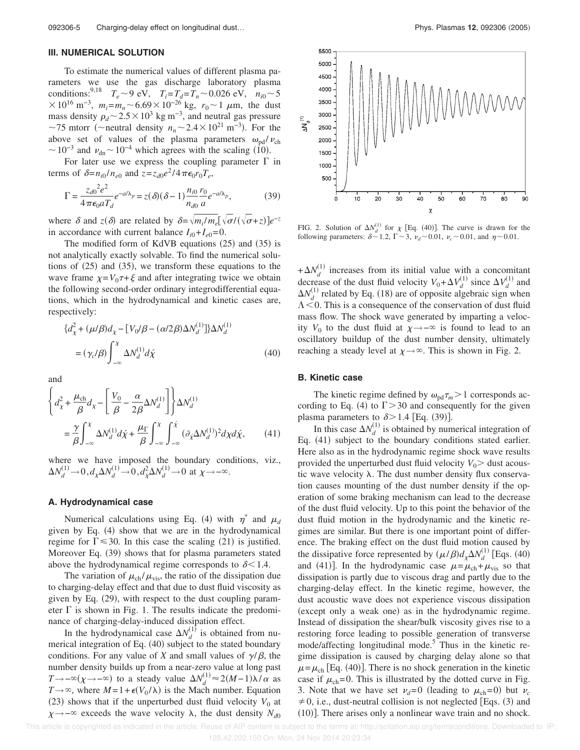## III. NUMERICAL SOLUTION

To estimate the numerical values of different plasma parameters we use the gas discharge laboratory plasma conditions:[9,18] $T_e \sim 9$ eV, $T_i = T_d = T_n \sim 0.026$ eV, $n_{i0} \sim 5 \times 10^{16}$ m$^{-3}$, $m_i = m_n \sim 6.69 \times 10^{-26}$ kg, $r_0 \sim 1$ $\mu$m, the dust mass density $\rho_d \sim 2.5 \times 10^3$ kg m$^{-3}$, and neutral gas pressure $\sim 75$ mtorr ($\sim$neutral density $n_n \sim 2.4 \times 10^{21}$ m$^{-3}$). For the above set of values of the plasma parameters $\omega_{pd}/\nu_{ch} \sim 10^{-3}$ and $\nu_{dn} \sim 10^{-4}$ which agrees with the scaling (10).

For later use we express the coupling parameter $\Gamma$ in terms of $\delta = n_{i0}/n_{e0}$ and $z = z_{d0}e^2/4\pi\epsilon_0 r_0 T_e$,

$$\Gamma = \frac{z_{d0}{}^2 e^2}{4\pi\epsilon_0 a T_d} e^{-a/\lambda_p} = z(\delta)(\delta - 1)\frac{n_{i0}}{n_{d0}}\frac{r_0}{a} e^{-a/\lambda_p}, \tag{39}$$

where $\delta$ and $z(\delta)$ are related by $\delta = \sqrt{m_i/m_e}[\sqrt{\sigma}/(\sqrt{\sigma} + z)]e^{-z}$ in accordance with current balance $I_{i0} + I_{e0} = 0$.

The modified form of KdVB equations (25) and (35) is not analytically exactly solvable. To find the numerical solutions of (25) and (35), we transform these equations to the wave frame $\chi = V_0\tau + \xi$ and after integrating twice we obtain the following second-order ordinary integrodifferential equations, which in the hydrodynamical and kinetic cases are, respectively:

$$\{d_\chi^2 + (\mu/\beta)d_\chi - [V_0/\beta - (\alpha/2\beta)\Delta N_d^{(1)}]\}\Delta N_d^{(1)} = (\gamma_c/\beta)\int_{-\infty}^{\chi} \Delta N_d^{(1)} d\acute{\chi} \tag{40}$$

and

$$\left\{d_\chi^2 + \frac{\mu_{ch}}{\beta}d_\chi - \left[\frac{V_0}{\beta} - \frac{\alpha}{2\beta}\Delta N_d^{(1)}\right]\right\}\Delta N_d^{(1)} = \frac{\gamma}{\beta}\int_{-\infty}^{\chi} \Delta N_d^{(1)} d\acute{\chi} + \frac{\mu_\Gamma}{\beta}\int_{-\infty}^{\chi}\int_{-\infty}^{\acute{\chi}} (\partial_{\acute{\chi}}\Delta N_d^{(1)})^2 d\chi d\acute{\chi}, \tag{41}$$

where we have imposed the boundary conditions, viz., $\Delta N_d^{(1)} \to 0, d_\chi \Delta N_d^{(1)} \to 0, d_\chi^2 \Delta N_d^{(1)} \to 0$ at $\chi \to -\infty$.

### A. Hydrodynamical case

Numerical calculations using Eq. (4) with $\eta^*$ and $\mu_d$ given by Eq. (4) show that we are in the hydrodynamical regime for $\Gamma \leqslant 30$. In this case the scaling (21) is justified. Moreover Eq. (39) shows that for plasma parameters stated above the hydrodynamical regime corresponds to $\delta < 1.4$.

The variation of $\mu_{ch}/\mu_{vis}$, the ratio of the dissipation due to charging-delay effect and that due to dust fluid viscosity as given by Eq. (29), with respect to the dust coupling parameter $\Gamma$ is shown in Fig. 1. The results indicate the predominance of charging-delay-induced dissipation effect.

In the hydrodynamical case $\Delta N_d^{(1)}$ is obtained from numerical integration of Eq. (40) subject to the stated boundary conditions. For any value of $X$ and small values of $\gamma/\beta$, the number density builds up from a near-zero value at long past $T \to -\infty (\chi \to -\infty)$ to a steady value $\Delta N_d^{(1)} \approx 2(M-1)\lambda/\alpha$ as $T \to \infty$, where $M = 1 + \epsilon(V_0/\lambda)$ is the Mach number. Equation (23) shows that if the unperturbed dust fluid velocity $V_0$ at $\chi \to -\infty$ exceeds the wave velocity $\lambda$, the dust density $N_{d0} + \Delta N_d^{(1)}$ increases from its initial value with a concomitant decrease of the dust fluid velocity $V_0 + \Delta V_d^{(1)}$ since $\Delta V_d^{(1)}$ and $\Delta N_d^{(1)}$ related by Eq. (18) are of opposite algebraic sign when $\Lambda < 0$. This is a consequence of the conservation of dust fluid mass flow. The shock wave generated by imparting a velocity $V_0$ to the dust fluid at $\chi \to -\infty$ is found to lead to an oscillatory buildup of the dust number density, ultimately reaching a steady level at $\chi \to \infty$. This is shown in Fig. 2.

FIG. 2. Solution of $\Delta N_d^{(1)}$ for $\chi$ [Eq. (40)]. The curve is drawn for the following parameters: $\delta \sim 1.2$, $\Gamma \sim 3$, $\nu_d \sim 0.01$, $\nu_c \sim 0.01$, and $\eta \sim 0.01$.

### B. Kinetic case

The kinetic regime defined by $\omega_{pd}\tau_m > 1$ corresponds according to Eq. (4) to $\Gamma > 30$ and consequently for the given plasma parameters to $\delta > 1.4$ [Eq. (39)].

In this case $\Delta N_d^{(1)}$ is obtained by numerical integration of Eq. (41) subject to the boundary conditions stated earlier. Here also as in the hydrodynamic regime shock wave results provided the unperturbed dust fluid velocity $V_0 >$ dust acoustic wave velocity $\lambda$. The dust number density flux conservation causes mounting of the dust number density if the operation of some braking mechanism can lead to the decrease of the dust fluid velocity. Up to this point the behavior of the dust fluid motion in the hydrodynamic and the kinetic regimes are similar. But there is one important point of difference. The braking effect on the dust fluid motion caused by the dissipative force represented by $(\mu/\beta)d_\chi \Delta N_d^{(1)}$ [Eqs. (40) and (41)]. In the hydrodynamic case $\mu = \mu_{ch} + \mu_{vis}$ so that dissipation is partly due to viscous drag and partly due to the charging-delay effect. In the kinetic regime, however, the dust acoustic wave does not experience viscous dissipation (except only a weak one) as in the hydrodynamic regime. Instead of dissipation the shear/bulk viscosity gives rise to a restoring force leading to possible generation of transverse mode/affecting longitudinal mode.[5] Thus in the kinetic regime dissipation is caused by charging delay alone so that $\mu = \mu_{ch}$ [Eq. (40)]. There is no shock generation in the kinetic case if $\mu_{ch} = 0$. This is illustrated by the dotted curve in Fig. 3. Note that we have set $\nu_d = 0$ (leading to $\mu_{ch} = 0$) but $\nu_c \neq 0$, i.e., dust-neutral collision is not neglected [Eqs. (3) and (10)]. There arises only a nonlinear wave train and no shock.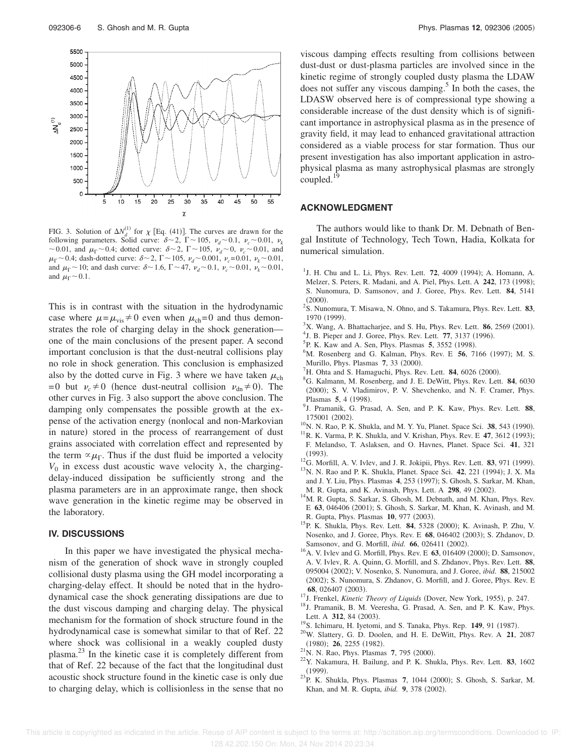5500
5000
4500
4000
3500
3000
2500
2000
1500
1000
500
0

$\Delta N_d^{(1)}$

5 10 15 20 25 30 35 40 45 50 55

$\chi$

FIG. 3. Solution of $\Delta N_d^{(1)}$ for $\chi$ [Eq. (41)]. The curves are drawn for the following parameters. Solid curve: $\delta \sim 2$, $\Gamma \sim 105$, $\nu_d \sim 0.1$, $\nu_c \sim 0.01$, $\nu_k \sim 0.01$, and $\mu_\Gamma \sim 0.4$; dotted curve: $\delta \sim 2$, $\Gamma \sim 105$, $\nu_d \sim 0$, $\nu_c \sim 0.01$, and $\mu_\Gamma \sim 0.4$; dash-dotted curve: $\delta \sim 2$, $\Gamma \sim 105$, $\nu_d \sim 0.001$, $\nu_c = 0.01$, $\nu_k \sim 0.01$, and $\mu_\Gamma \sim 10$; and dash curve: $\delta \sim 1.6$, $\Gamma \sim 47$, $\nu_d \sim 0.1$, $\nu_c \sim 0.01$, $\nu_k \sim 0.01$, and $\mu_\Gamma \sim 0.1$.

This is in contrast with the situation in the hydrodynamic case where $\mu = \mu_{\text{vis}} \neq 0$ even when $\mu_{\text{ch}} = 0$ and thus demonstrates the role of charging delay in the shock generation—one of the main conclusions of the present paper. A second important conclusion is that the dust-neutral collisions play no role in shock generation. This conclusion is emphasized also by the dotted curve in Fig. 3 where we have taken $\mu_{\text{ch}} = 0$ but $\nu_c \neq 0$ (hence dust-neutral collision $\nu_{\text{dn}} \neq 0$). The other curves in Fig. 3 also support the above conclusion. The damping only compensates the possible growth at the expense of the activation energy (nonlocal and non-Markovian in nature) stored in the process of rearrangement of dust grains associated with correlation effect and represented by the term $\propto \mu_\Gamma$. Thus if the dust fluid be imported a velocity $V_0$ in excess dust acoustic wave velocity $\lambda$, the charging-delay-induced dissipation be sufficiently strong and the plasma parameters are in an approximate range, then shock wave generation in the kinetic regime may be observed in the laboratory.

## IV. DISCUSSIONS

In this paper we have investigated the physical mechanism of the generation of shock wave in strongly coupled collisional dusty plasma using the GH model incorporating a charging-delay effect. It should be noted that in the hydrodynamical case the shock generating dissipations are due to the dust viscous damping and charging delay. The physical mechanism for the formation of shock structure found in the hydrodynamical case is somewhat similar to that of Ref. 22 where shock was collisional in a weakly coupled dusty plasma.[23] In the kinetic case it is completely different from that of Ref. 22 because of the fact that the longitudinal dust acoustic shock structure found in the kinetic case is only due to charging delay, which is collisionless in the sense that no viscous damping effects resulting from collisions between dust-dust or dust-plasma particles are involved since in the kinetic regime of strongly coupled dusty plasma the LDAW does not suffer any viscous damping.[5] In both the cases, the LDASW observed here is of compressional type showing a considerable increase of the dust density which is of significant importance in astrophysical plasma as in the presence of gravity field, it may lead to enhanced gravitational attraction considered as a viable process for star formation. Thus our present investigation has also important application in astrophysical plasma as many astrophysical plasmas are strongly coupled.[19]

## ACKNOWLEDGMENT

The authors would like to thank Dr. M. Debnath of Bengal Institute of Technology, Tech Town, Hadia, Kolkata for numerical simulation.

[1] J. H. Chu and L. Li, Phys. Rev. Lett. **72**, 4009 (1994); A. Homann, A. Melzer, S. Peters, R. Madani, and A. Piel, Phys. Lett. A **242**, 173 (1998); S. Nunomura, D. Samsonov, and J. Goree, Phys. Rev. Lett. **84**, 5141 (2000).

[2] S. Nunomura, T. Misawa, N. Ohno, and S. Takamura, Phys. Rev. Lett. **83**, 1970 (1999).

[3] X. Wang, A. Bhattacharjee, and S. Hu, Phys. Rev. Lett. **86**, 2569 (2001).

[4] J. B. Pieper and J. Goree, Phys. Rev. Lett. **77**, 3137 (1996).

[5] P. K. Kaw and A. Sen, Phys. Plasmas **5**, 3552 (1998).

[6] M. Rosenberg and G. Kalman, Phys. Rev. E **56**, 7166 (1997); M. S. Murillo, Phys. Plasmas **7**, 33 (2000).

[7] H. Ohta and S. Hamaguchi, Phys. Rev. Lett. **84**, 6026 (2000).

[8] G. Kalmann, M. Rosenberg, and J. E. DeWitt, Phys. Rev. Lett. **84**, 6030 (2000); S. V. Vladimirov, P. V. Shevchenko, and N. F. Cramer, Phys. Plasmas **5**, 4 (1998).

[9] J. Pramanik, G. Prasad, A. Sen, and P. K. Kaw, Phys. Rev. Lett. **88**, 175001 (2002).

[10] N. N. Rao, P. K. Shukla, and M. Y. Yu, Planet. Space Sci. **38**, 543 (1990).

[11] R. K. Varma, P. K. Shukla, and V. Krishan, Phys. Rev. E **47**, 3612 (1993); F. Melandso, T. Aslaksen, and O. Havnes, Planet. Space Sci. **41**, 321 (1993).

[12] G. Morfill, A. V. Ivlev, and J. R. Jokipii, Phys. Rev. Lett. **83**, 971 (1999).

[13] N. N. Rao and P. K. Shukla, Planet. Space Sci. **42**, 221 (1994); J. X. Ma and J. Y. Liu, Phys. Plasmas **4**, 253 (1997); S. Ghosh, S. Sarkar, M. Khan, M. R. Gupta, and K. Avinash, Phys. Lett. A **298**, 49 (2002).

[14] M. R. Gupta, S. Sarkar, S. Ghosh, M. Debnath, and M. Khan, Phys. Rev. E **63**, 046406 (2001); S. Ghosh, S. Sarkar, M. Khan, K. Avinash, and M. R. Gupta, Phys. Plasmas **10**, 977 (2003).

[15] P. K. Shukla, Phys. Rev. Lett. **84**, 5328 (2000); K. Avinash, P. Zhu, V. Nosenko, and J. Goree, Phys. Rev. E **68**, 046402 (2003); S. Zhdanov, D. Samsonov, and G. Morfill, *ibid.* **66**, 026411 (2002).

[16] A. V. Ivlev and G. Morfill, Phys. Rev. E **63**, 016409 (2000); D. Samsonov, A. V. Ivlev, R. A. Quinn, G. Morfill, and S. Zhdanov, Phys. Rev. Lett. **88**, 095004 (2002); V. Nosenko, S. Nunomura, and J. Goree, *ibid.* **88**, 215002 (2002); S. Nunomura, S. Zhdanov, G. Morfill, and J. Goree, Phys. Rev. E **68**, 026407 (2003).

[17] J. Frenkel, *Kinetic Theory of Liquids* (Dover, New York, 1955), p. 247.

[18] J. Pramanik, B. M. Veeresha, G. Prasad, A. Sen, and P. K. Kaw, Phys. Lett. A **312**, 84 (2003).

[19] S. Ichimaru, H. Iyetomi, and S. Tanaka, Phys. Rep. **149**, 91 (1987).

[20] W. Slattery, G. D. Doolen, and H. E. DeWitt, Phys. Rev. A **21**, 2087 (1980); **26**, 2255 (1982).

[21] N. N. Rao, Phys. Plasmas **7**, 795 (2000).

[22] Y. Nakamura, H. Bailung, and P. K. Shukla, Phys. Rev. Lett. **83**, 1602 (1999).

[23] P. K. Shukla, Phys. Plasmas **7**, 1044 (2000); S. Ghosh, S. Sarkar, M. Khan, and M. R. Gupta, *ibid.* **9**, 378 (2002).